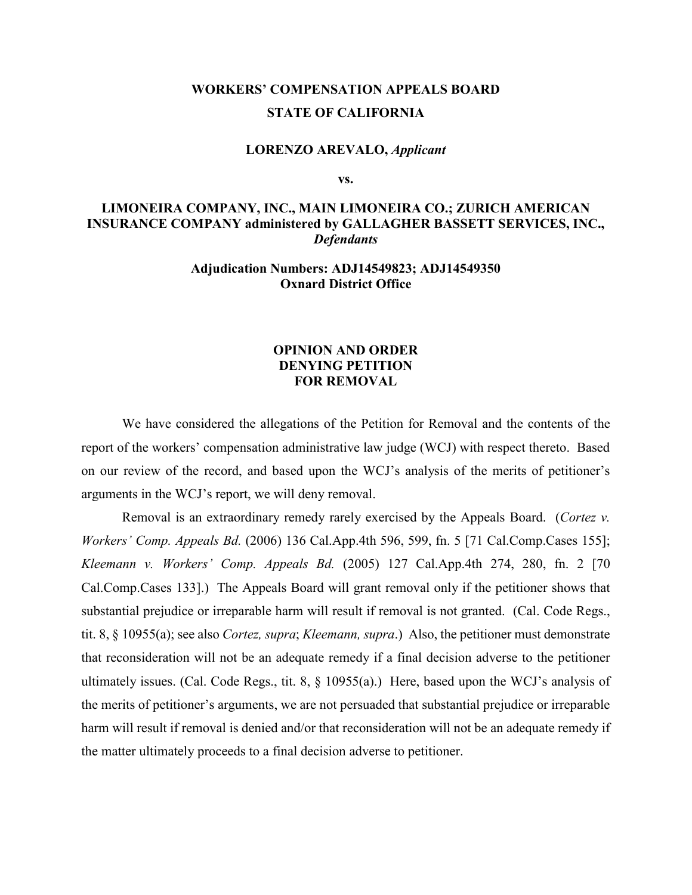**WORKERS' COMPENSATION APPEALS BOARD**

**STATE OF CALIFORNIA**

**LORENZO AREVALO,** ***Applicant***

**vs.**

**LIMONEIRA COMPANY, INC., MAIN LIMONEIRA CO.; ZURICH AMERICAN INSURANCE COMPANY administered by GALLAGHER BASSETT SERVICES, INC.,** ***Defendants***

**Adjudication Numbers: ADJ14549823; ADJ14549350**
**Oxnard District Office**

**OPINION AND ORDER**
**DENYING PETITION**
**FOR REMOVAL**

We have considered the allegations of the Petition for Removal and the contents of the report of the workers' compensation administrative law judge (WCJ) with respect thereto. Based on our review of the record, and based upon the WCJ's analysis of the merits of petitioner's arguments in the WCJ's report, we will deny removal.

Removal is an extraordinary remedy rarely exercised by the Appeals Board. (*Cortez v. Workers' Comp. Appeals Bd.* (2006) 136 Cal.App.4th 596, 599, fn. 5 [71 Cal.Comp.Cases 155]; *Kleemann v. Workers' Comp. Appeals Bd.* (2005) 127 Cal.App.4th 274, 280, fn. 2 [70 Cal.Comp.Cases 133].) The Appeals Board will grant removal only if the petitioner shows that substantial prejudice or irreparable harm will result if removal is not granted. (Cal. Code Regs., tit. 8, § 10955(a); see also *Cortez, supra*; *Kleemann, supra*.) Also, the petitioner must demonstrate that reconsideration will not be an adequate remedy if a final decision adverse to the petitioner ultimately issues. (Cal. Code Regs., tit. 8, § 10955(a).) Here, based upon the WCJ's analysis of the merits of petitioner's arguments, we are not persuaded that substantial prejudice or irreparable harm will result if removal is denied and/or that reconsideration will not be an adequate remedy if the matter ultimately proceeds to a final decision adverse to petitioner.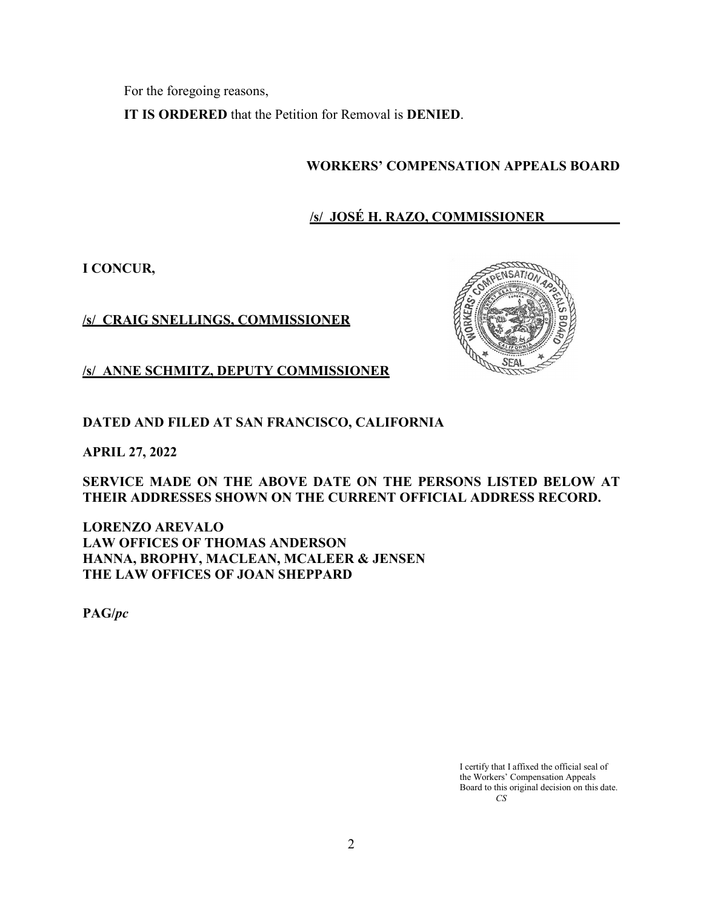For the foregoing reasons,

**IT IS ORDERED** that the Petition for Removal is **DENIED**.

**WORKERS' COMPENSATION APPEALS BOARD**

**/s/ JOSÉ H. RAZO, COMMISSIONER**

**I CONCUR,**

**/s/ CRAIG SNELLINGS, COMMISSIONER**

**/s/ ANNE SCHMITZ, DEPUTY COMMISSIONER**

**DATED AND FILED AT SAN FRANCISCO, CALIFORNIA**

**APRIL 27, 2022**

**SERVICE MADE ON THE ABOVE DATE ON THE PERSONS LISTED BELOW AT THEIR ADDRESSES SHOWN ON THE CURRENT OFFICIAL ADDRESS RECORD.**

**LORENZO AREVALO**
**LAW OFFICES OF THOMAS ANDERSON**
**HANNA, BROPHY, MACLEAN, MCALEER & JENSEN**
**THE LAW OFFICES OF JOAN SHEPPARD**

**PAG/*pc***

I certify that I affixed the official seal of the Workers' Compensation Appeals Board to this original decision on this date.
*CS*